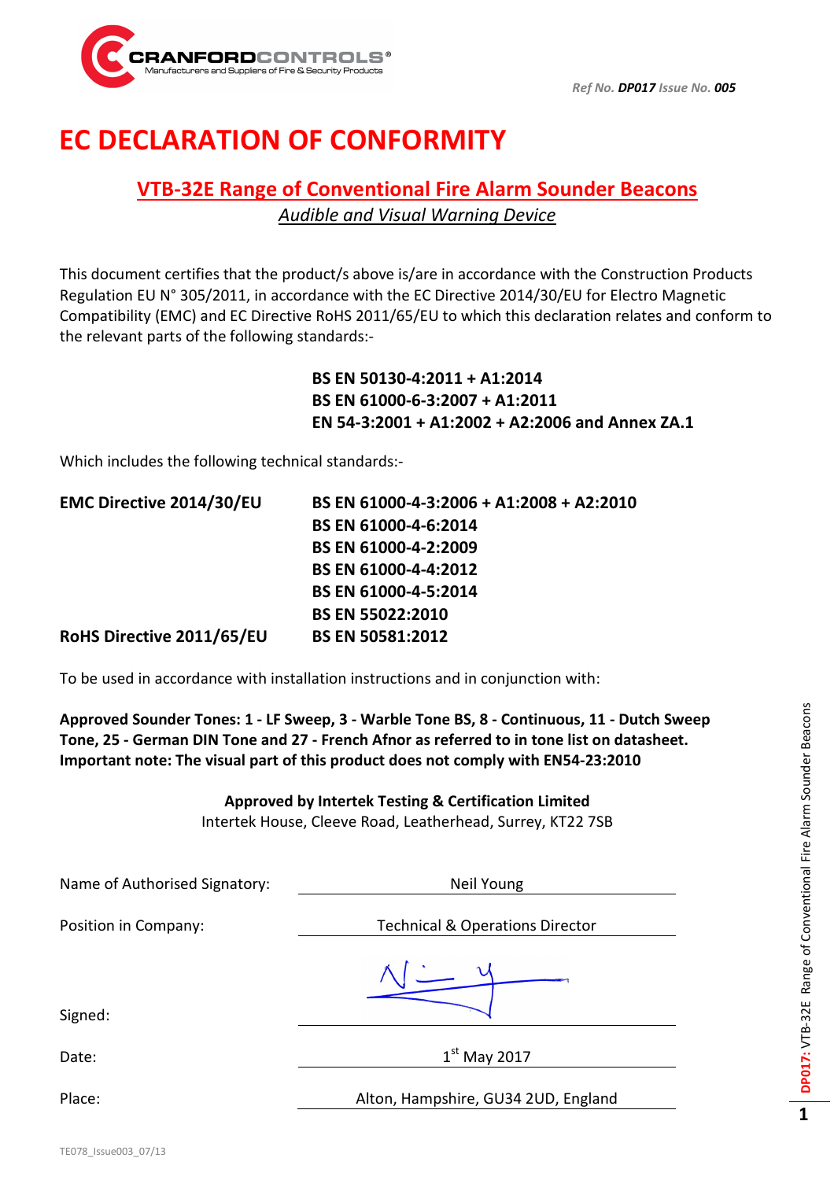CRANFORDCONTROLS®
Manufacturers and Suppliers of Fire & Security Products

*Ref No.* ***DP017*** *Issue No.* ***005***

# EC DECLARATION OF CONFORMITY

## VTB-32E Range of Conventional Fire Alarm Sounder Beacons

*Audible and Visual Warning Device*

This document certifies that the product/s above is/are in accordance with the Construction Products Regulation EU N° 305/2011, in accordance with the EC Directive 2014/30/EU for Electro Magnetic Compatibility (EMC) and EC Directive RoHS 2011/65/EU to which this declaration relates and conform to the relevant parts of the following standards:-

**BS EN 50130-4:2011 + A1:2014**
**BS EN 61000-6-3:2007 + A1:2011**
**EN 54-3:2001 + A1:2002 + A2:2006 and Annex ZA.1**

Which includes the following technical standards:-

| | |
|---|---|
| **EMC Directive 2014/30/EU** | **BS EN 61000-4-3:2006 + A1:2008 + A2:2010** |
| | **BS EN 61000-4-6:2014** |
| | **BS EN 61000-4-2:2009** |
| | **BS EN 61000-4-4:2012** |
| | **BS EN 61000-4-5:2014** |
| | **BS EN 55022:2010** |
| **RoHS Directive 2011/65/EU** | **BS EN 50581:2012** |

To be used in accordance with installation instructions and in conjunction with:

**Approved Sounder Tones: 1 - LF Sweep, 3 - Warble Tone BS, 8 - Continuous, 11 - Dutch Sweep Tone, 25 - German DIN Tone and 27 - French Afnor as referred to in tone list on datasheet.**
**Important note: The visual part of this product does not comply with EN54-23:2010**

**Approved by Intertek Testing & Certification Limited**
Intertek House, Cleeve Road, Leatherhead, Surrey, KT22 7SB

| | |
|---|---|
| Name of Authorised Signatory: | Neil Young |
| Position in Company: | Technical & Operations Director |
| Signed: | |
| Date: | 1st May 2017 |
| Place: | Alton, Hampshire, GU34 2UD, England |

TE078_Issue003_07/13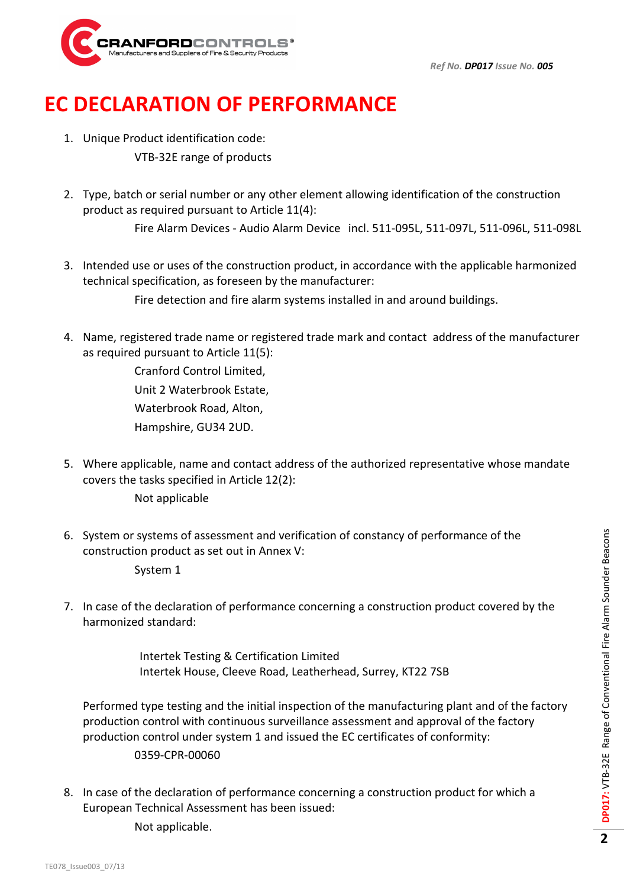Ref No. **DP017** Issue No. **005**

# EC DECLARATION OF PERFORMANCE

1. Unique Product identification code:

   VTB-32E range of products

2. Type, batch or serial number or any other element allowing identification of the construction product as required pursuant to Article 11(4):

   Fire Alarm Devices - Audio Alarm Device incl. 511-095L, 511-097L, 511-096L, 511-098L

3. Intended use or uses of the construction product, in accordance with the applicable harmonized technical specification, as foreseen by the manufacturer:

   Fire detection and fire alarm systems installed in and around buildings.

4. Name, registered trade name or registered trade mark and contact address of the manufacturer as required pursuant to Article 11(5):

   Cranford Control Limited,
   Unit 2 Waterbrook Estate,
   Waterbrook Road, Alton,
   Hampshire, GU34 2UD.

5. Where applicable, name and contact address of the authorized representative whose mandate covers the tasks specified in Article 12(2):

   Not applicable

6. System or systems of assessment and verification of constancy of performance of the construction product as set out in Annex V:

   System 1

7. In case of the declaration of performance concerning a construction product covered by the harmonized standard:

   Intertek Testing & Certification Limited
   Intertek House, Cleeve Road, Leatherhead, Surrey, KT22 7SB

   Performed type testing and the initial inspection of the manufacturing plant and of the factory production control with continuous surveillance assessment and approval of the factory production control under system 1 and issued the EC certificates of conformity:

   0359-CPR-00060

8. In case of the declaration of performance concerning a construction product for which a European Technical Assessment has been issued:

   Not applicable.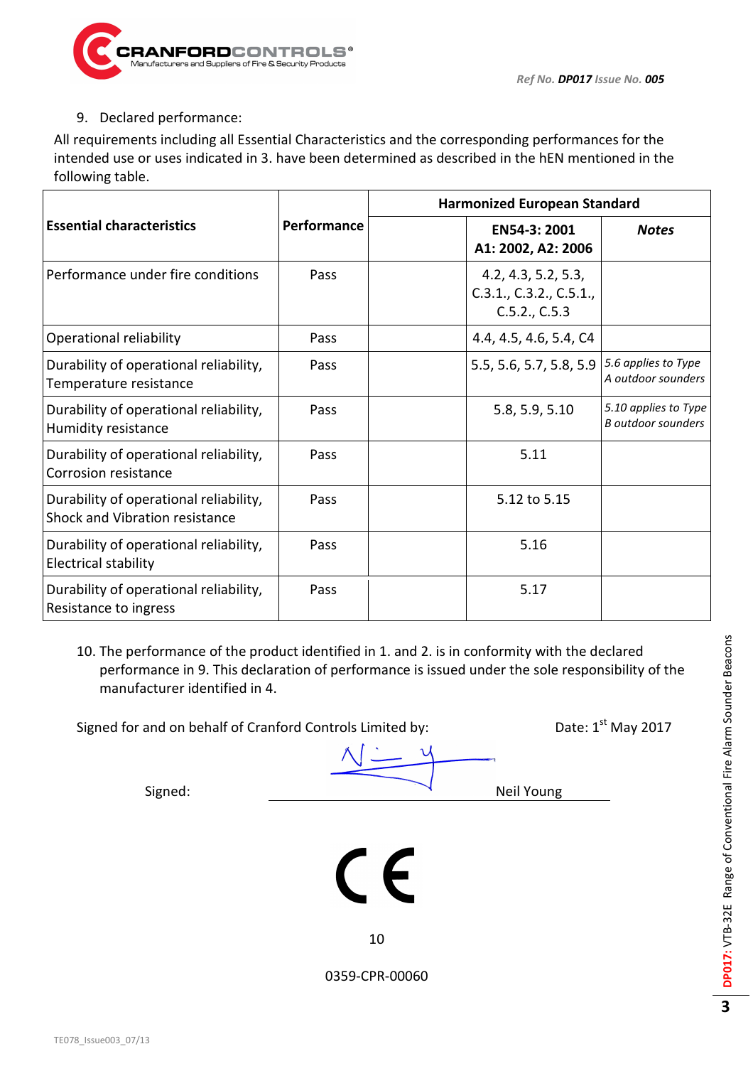9. Declared performance:

All requirements including all Essential Characteristics and the corresponding performances for the intended use or uses indicated in 3. have been determined as described in the hEN mentioned in the following table.

| Essential characteristics | Performance | Harmonized European Standard | | |
|---|---|---|---|---|
| | | | **EN54-3: 2001 A1: 2002, A2: 2006** | ***Notes*** |
| Performance under fire conditions | Pass | | 4.2, 4.3, 5.2, 5.3, C.3.1., C.3.2., C.5.1., C.5.2., C.5.3 | |
| Operational reliability | Pass | | 4.4, 4.5, 4.6, 5.4, C4 | |
| Durability of operational reliability, Temperature resistance | Pass | | 5.5, 5.6, 5.7, 5.8, 5.9 | *5.6 applies to Type A outdoor sounders* |
| Durability of operational reliability, Humidity resistance | Pass | | 5.8, 5.9, 5.10 | *5.10 applies to Type B outdoor sounders* |
| Durability of operational reliability, Corrosion resistance | Pass | | 5.11 | |
| Durability of operational reliability, Shock and Vibration resistance | Pass | | 5.12 to 5.15 | |
| Durability of operational reliability, Electrical stability | Pass | | 5.16 | |
| Durability of operational reliability, Resistance to ingress | Pass | | 5.17 | |

10. The performance of the product identified in 1. and 2. is in conformity with the declared performance in 9. This declaration of performance is issued under the sole responsibility of the manufacturer identified in 4.

Signed for and on behalf of Cranford Controls Limited by: Date: 1st May 2017

Signed: Neil Young

CE

10

0359-CPR-00060